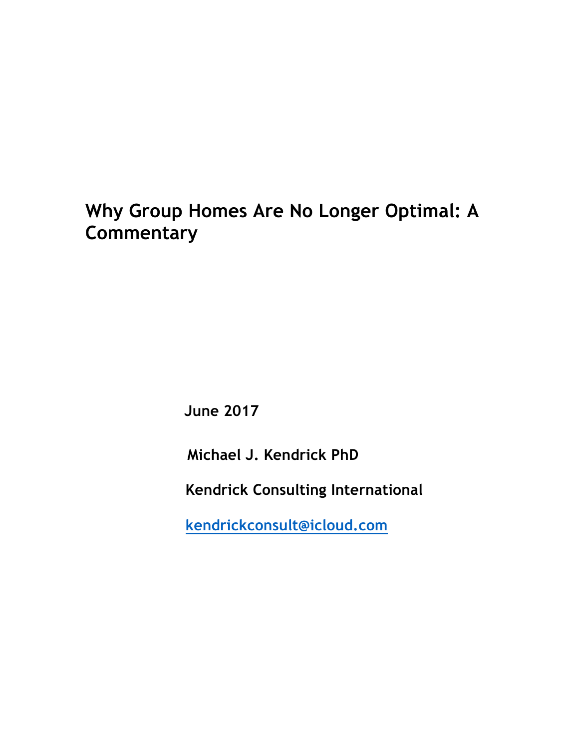# Why Group Homes Are No Longer Optimal: A Commentary

**June 2017**

**Michael J. Kendrick PhD**

**Kendrick Consulting International**

**kendrickconsult@icloud.com**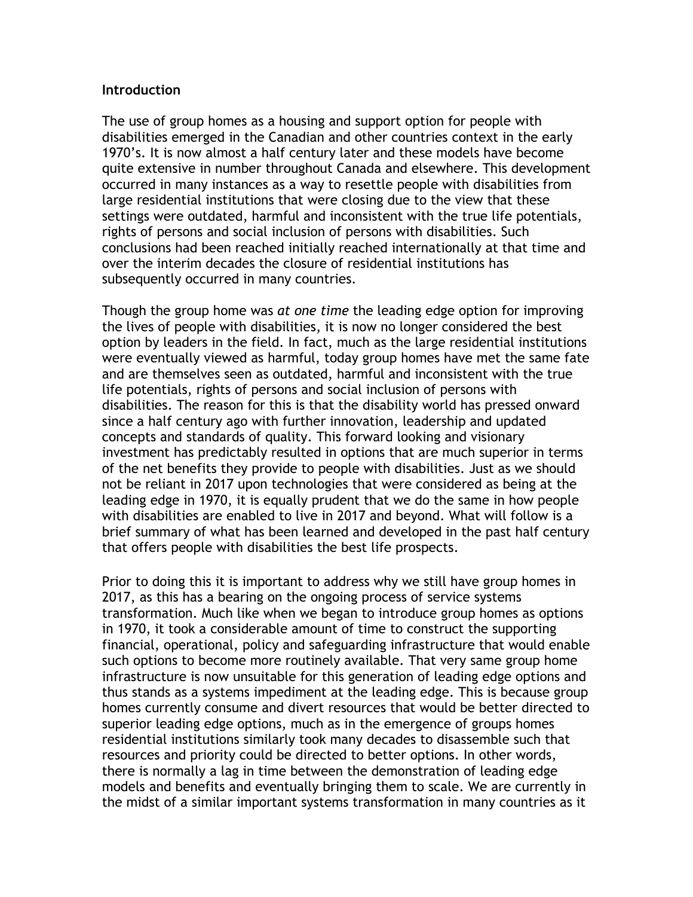**Introduction**

The use of group homes as a housing and support option for people with disabilities emerged in the Canadian and other countries context in the early 1970's. It is now almost a half century later and these models have become quite extensive in number throughout Canada and elsewhere. This development occurred in many instances as a way to resettle people with disabilities from large residential institutions that were closing due to the view that these settings were outdated, harmful and inconsistent with the true life potentials, rights of persons and social inclusion of persons with disabilities. Such conclusions had been reached initially reached internationally at that time and over the interim decades the closure of residential institutions has subsequently occurred in many countries.

Though the group home was *at one time* the leading edge option for improving the lives of people with disabilities, it is now no longer considered the best option by leaders in the field. In fact, much as the large residential institutions were eventually viewed as harmful, today group homes have met the same fate and are themselves seen as outdated, harmful and inconsistent with the true life potentials, rights of persons and social inclusion of persons with disabilities. The reason for this is that the disability world has pressed onward since a half century ago with further innovation, leadership and updated concepts and standards of quality. This forward looking and visionary investment has predictably resulted in options that are much superior in terms of the net benefits they provide to people with disabilities. Just as we should not be reliant in 2017 upon technologies that were considered as being at the leading edge in 1970, it is equally prudent that we do the same in how people with disabilities are enabled to live in 2017 and beyond. What will follow is a brief summary of what has been learned and developed in the past half century that offers people with disabilities the best life prospects.

Prior to doing this it is important to address why we still have group homes in 2017, as this has a bearing on the ongoing process of service systems transformation. Much like when we began to introduce group homes as options in 1970, it took a considerable amount of time to construct the supporting financial, operational, policy and safeguarding infrastructure that would enable such options to become more routinely available. That very same group home infrastructure is now unsuitable for this generation of leading edge options and thus stands as a systems impediment at the leading edge. This is because group homes currently consume and divert resources that would be better directed to superior leading edge options, much as in the emergence of groups homes residential institutions similarly took many decades to disassemble such that resources and priority could be directed to better options. In other words, there is normally a lag in time between the demonstration of leading edge models and benefits and eventually bringing them to scale. We are currently in the midst of a similar important systems transformation in many countries as it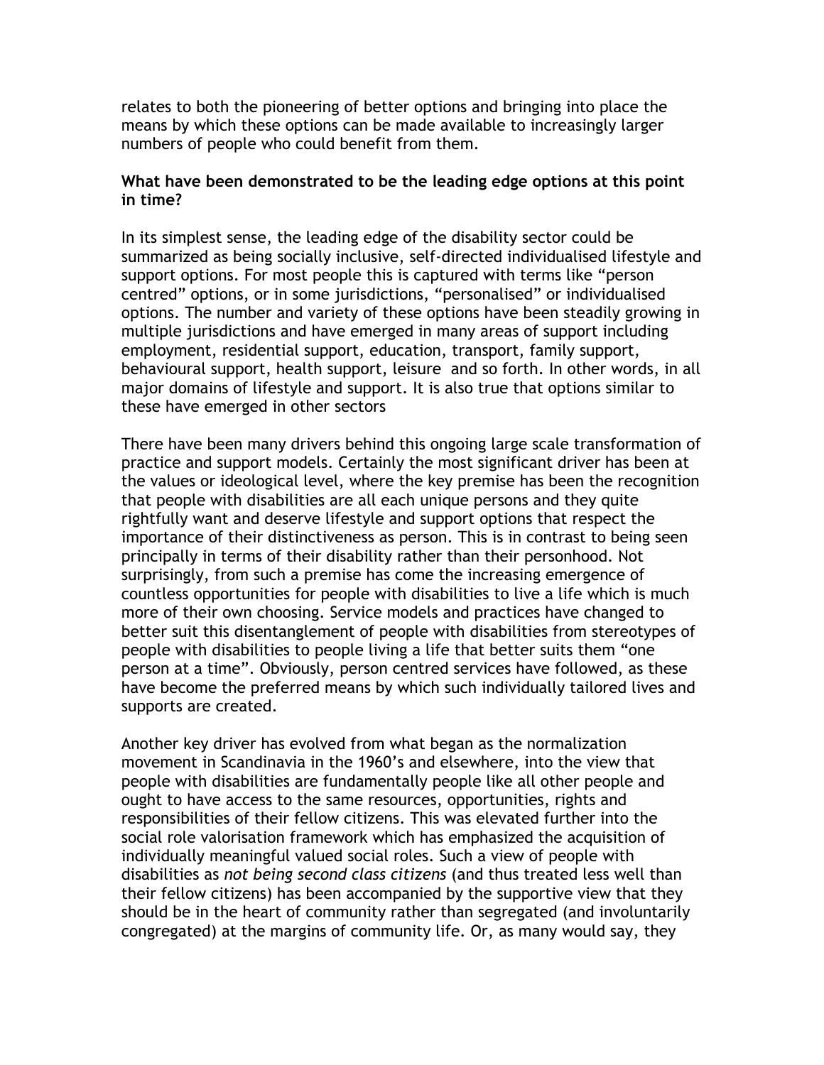relates to both the pioneering of better options and bringing into place the means by which these options can be made available to increasingly larger numbers of people who could benefit from them.

**What have been demonstrated to be the leading edge options at this point in time?**

In its simplest sense, the leading edge of the disability sector could be summarized as being socially inclusive, self-directed individualised lifestyle and support options. For most people this is captured with terms like "person centred" options, or in some jurisdictions, "personalised" or individualised options. The number and variety of these options have been steadily growing in multiple jurisdictions and have emerged in many areas of support including employment, residential support, education, transport, family support, behavioural support, health support, leisure and so forth. In other words, in all major domains of lifestyle and support. It is also true that options similar to these have emerged in other sectors

There have been many drivers behind this ongoing large scale transformation of practice and support models. Certainly the most significant driver has been at the values or ideological level, where the key premise has been the recognition that people with disabilities are all each unique persons and they quite rightfully want and deserve lifestyle and support options that respect the importance of their distinctiveness as person. This is in contrast to being seen principally in terms of their disability rather than their personhood. Not surprisingly, from such a premise has come the increasing emergence of countless opportunities for people with disabilities to live a life which is much more of their own choosing. Service models and practices have changed to better suit this disentanglement of people with disabilities from stereotypes of people with disabilities to people living a life that better suits them "one person at a time". Obviously, person centred services have followed, as these have become the preferred means by which such individually tailored lives and supports are created.

Another key driver has evolved from what began as the normalization movement in Scandinavia in the 1960's and elsewhere, into the view that people with disabilities are fundamentally people like all other people and ought to have access to the same resources, opportunities, rights and responsibilities of their fellow citizens. This was elevated further into the social role valorisation framework which has emphasized the acquisition of individually meaningful valued social roles. Such a view of people with disabilities as *not being second class citizens* (and thus treated less well than their fellow citizens) has been accompanied by the supportive view that they should be in the heart of community rather than segregated (and involuntarily congregated) at the margins of community life. Or, as many would say, they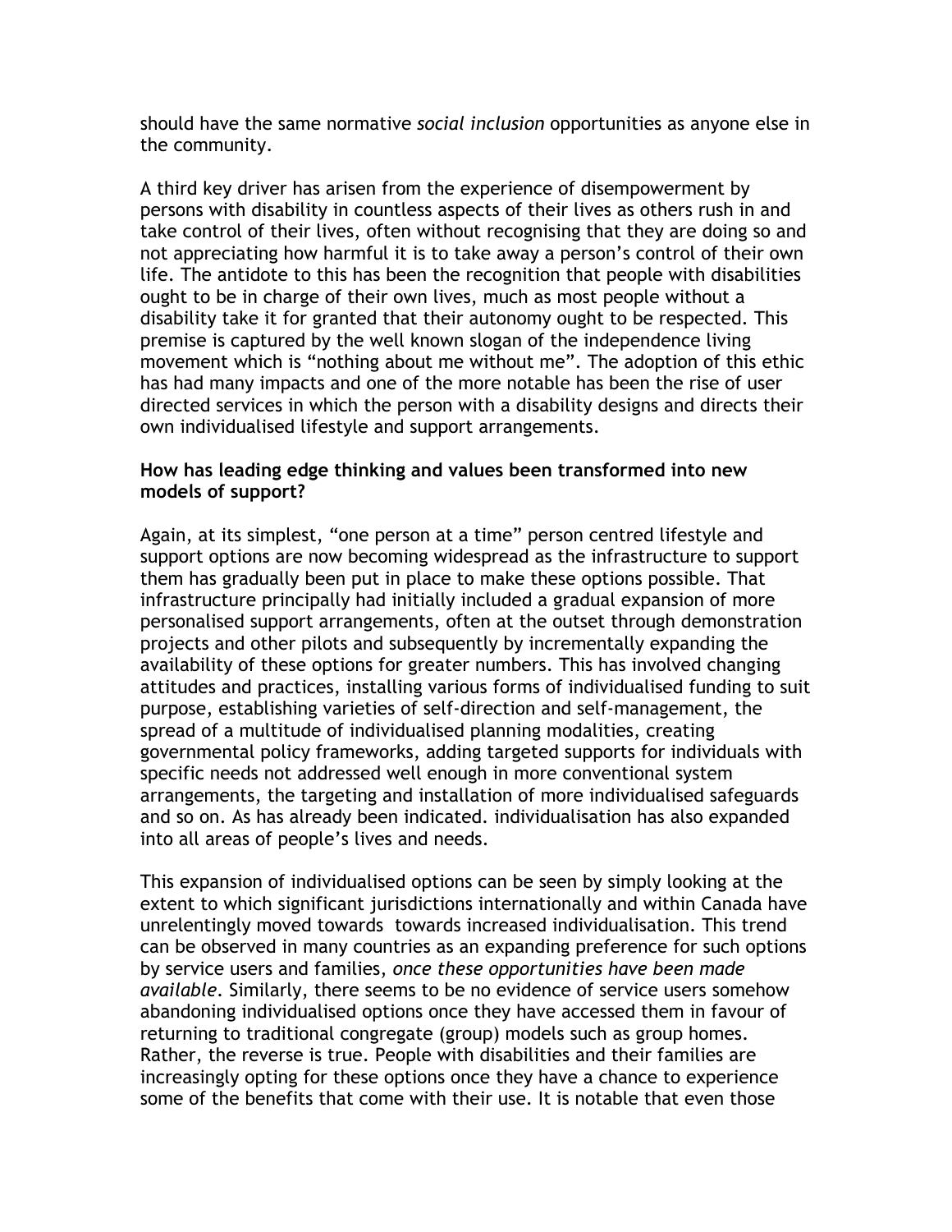should have the same normative *social inclusion* opportunities as anyone else in the community.

A third key driver has arisen from the experience of disempowerment by persons with disability in countless aspects of their lives as others rush in and take control of their lives, often without recognising that they are doing so and not appreciating how harmful it is to take away a person's control of their own life. The antidote to this has been the recognition that people with disabilities ought to be in charge of their own lives, much as most people without a disability take it for granted that their autonomy ought to be respected. This premise is captured by the well known slogan of the independence living movement which is "nothing about me without me". The adoption of this ethic has had many impacts and one of the more notable has been the rise of user directed services in which the person with a disability designs and directs their own individualised lifestyle and support arrangements.

**How has leading edge thinking and values been transformed into new models of support?**

Again, at its simplest, "one person at a time" person centred lifestyle and support options are now becoming widespread as the infrastructure to support them has gradually been put in place to make these options possible. That infrastructure principally had initially included a gradual expansion of more personalised support arrangements, often at the outset through demonstration projects and other pilots and subsequently by incrementally expanding the availability of these options for greater numbers. This has involved changing attitudes and practices, installing various forms of individualised funding to suit purpose, establishing varieties of self-direction and self-management, the spread of a multitude of individualised planning modalities, creating governmental policy frameworks, adding targeted supports for individuals with specific needs not addressed well enough in more conventional system arrangements, the targeting and installation of more individualised safeguards and so on. As has already been indicated. individualisation has also expanded into all areas of people's lives and needs.

This expansion of individualised options can be seen by simply looking at the extent to which significant jurisdictions internationally and within Canada have unrelentingly moved towards towards increased individualisation. This trend can be observed in many countries as an expanding preference for such options by service users and families, *once these opportunities have been made available*. Similarly, there seems to be no evidence of service users somehow abandoning individualised options once they have accessed them in favour of returning to traditional congregate (group) models such as group homes. Rather, the reverse is true. People with disabilities and their families are increasingly opting for these options once they have a chance to experience some of the benefits that come with their use. It is notable that even those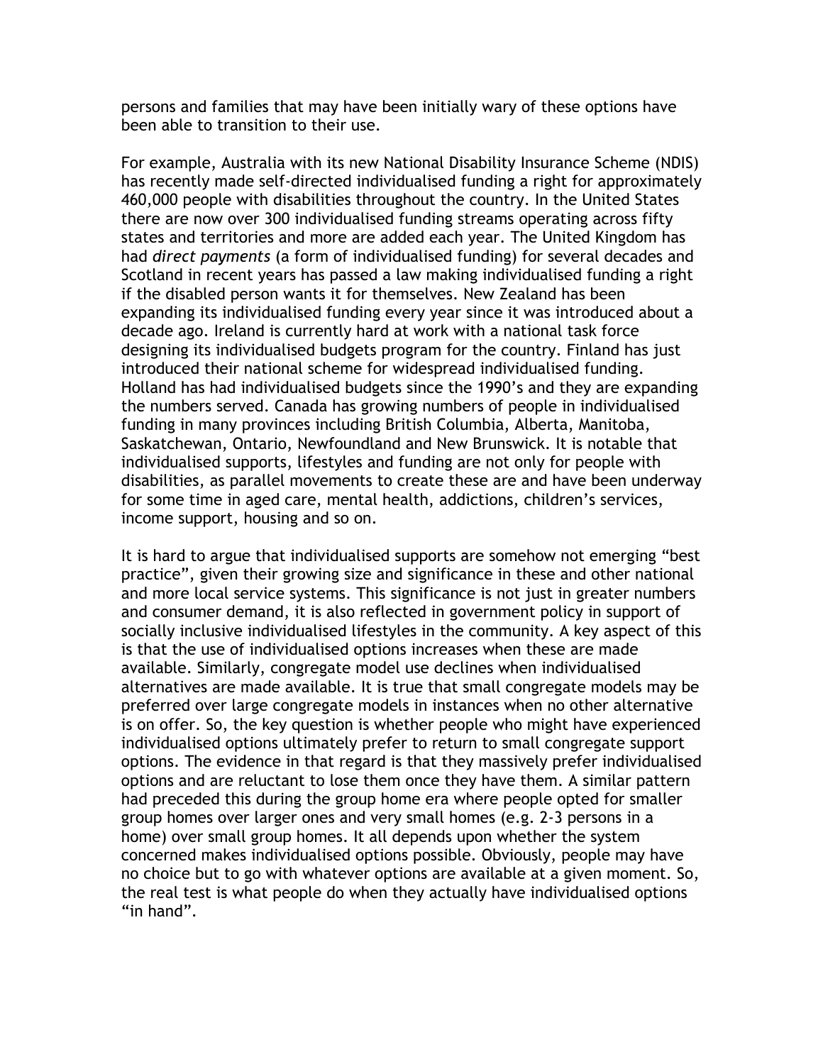persons and families that may have been initially wary of these options have been able to transition to their use.

For example, Australia with its new National Disability Insurance Scheme (NDIS) has recently made self-directed individualised funding a right for approximately 460,000 people with disabilities throughout the country. In the United States there are now over 300 individualised funding streams operating across fifty states and territories and more are added each year. The United Kingdom has had *direct payments* (a form of individualised funding) for several decades and Scotland in recent years has passed a law making individualised funding a right if the disabled person wants it for themselves. New Zealand has been expanding its individualised funding every year since it was introduced about a decade ago. Ireland is currently hard at work with a national task force designing its individualised budgets program for the country. Finland has just introduced their national scheme for widespread individualised funding. Holland has had individualised budgets since the 1990's and they are expanding the numbers served. Canada has growing numbers of people in individualised funding in many provinces including British Columbia, Alberta, Manitoba, Saskatchewan, Ontario, Newfoundland and New Brunswick. It is notable that individualised supports, lifestyles and funding are not only for people with disabilities, as parallel movements to create these are and have been underway for some time in aged care, mental health, addictions, children's services, income support, housing and so on.

It is hard to argue that individualised supports are somehow not emerging "best practice", given their growing size and significance in these and other national and more local service systems. This significance is not just in greater numbers and consumer demand, it is also reflected in government policy in support of socially inclusive individualised lifestyles in the community. A key aspect of this is that the use of individualised options increases when these are made available. Similarly, congregate model use declines when individualised alternatives are made available. It is true that small congregate models may be preferred over large congregate models in instances when no other alternative is on offer. So, the key question is whether people who might have experienced individualised options ultimately prefer to return to small congregate support options. The evidence in that regard is that they massively prefer individualised options and are reluctant to lose them once they have them. A similar pattern had preceded this during the group home era where people opted for smaller group homes over larger ones and very small homes (e.g. 2-3 persons in a home) over small group homes. It all depends upon whether the system concerned makes individualised options possible. Obviously, people may have no choice but to go with whatever options are available at a given moment. So, the real test is what people do when they actually have individualised options "in hand".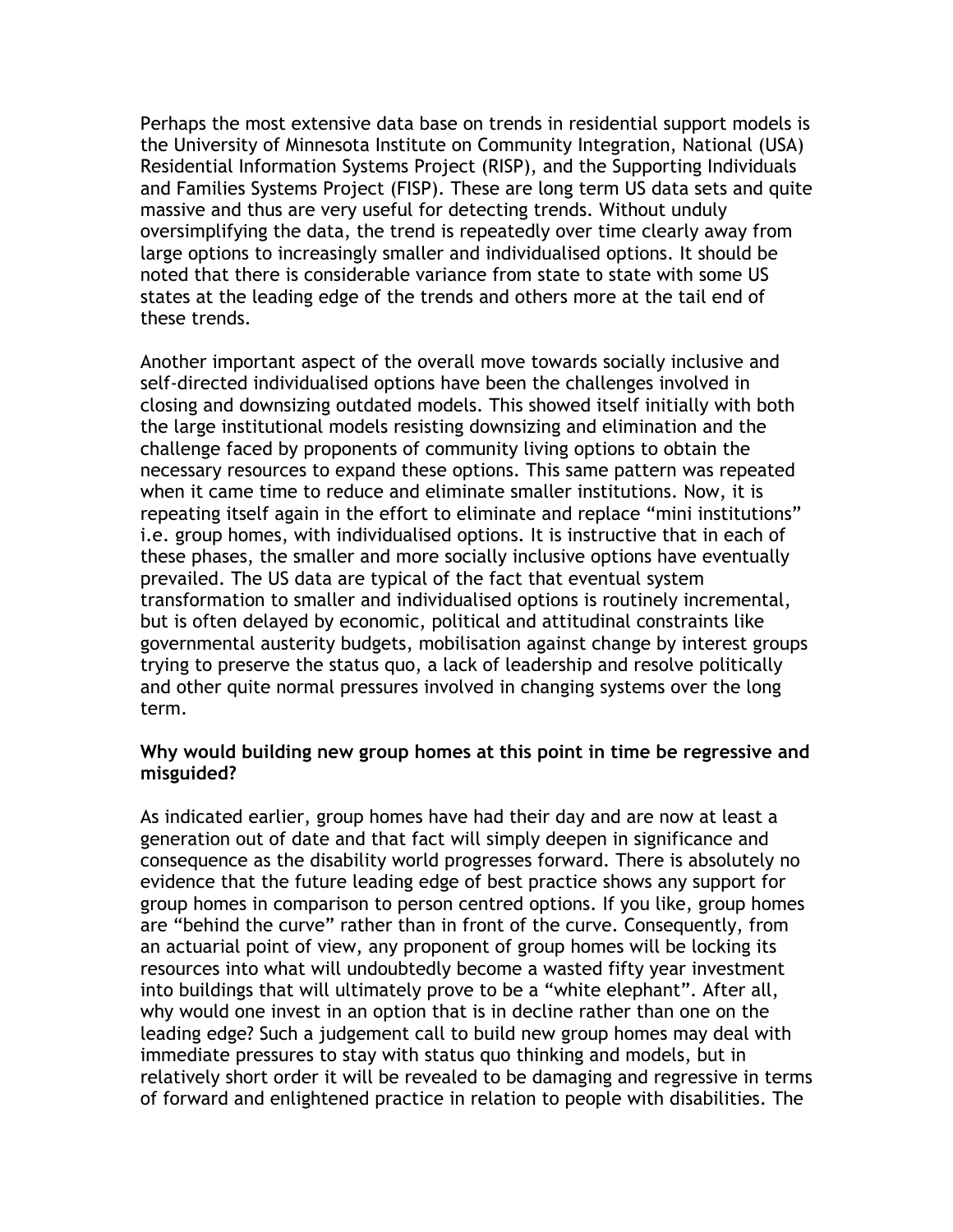Perhaps the most extensive data base on trends in residential support models is the University of Minnesota Institute on Community Integration, National (USA) Residential Information Systems Project (RISP), and the Supporting Individuals and Families Systems Project (FISP). These are long term US data sets and quite massive and thus are very useful for detecting trends. Without unduly oversimplifying the data, the trend is repeatedly over time clearly away from large options to increasingly smaller and individualised options. It should be noted that there is considerable variance from state to state with some US states at the leading edge of the trends and others more at the tail end of these trends.

Another important aspect of the overall move towards socially inclusive and self-directed individualised options have been the challenges involved in closing and downsizing outdated models. This showed itself initially with both the large institutional models resisting downsizing and elimination and the challenge faced by proponents of community living options to obtain the necessary resources to expand these options. This same pattern was repeated when it came time to reduce and eliminate smaller institutions. Now, it is repeating itself again in the effort to eliminate and replace "mini institutions" i.e. group homes, with individualised options. It is instructive that in each of these phases, the smaller and more socially inclusive options have eventually prevailed. The US data are typical of the fact that eventual system transformation to smaller and individualised options is routinely incremental, but is often delayed by economic, political and attitudinal constraints like governmental austerity budgets, mobilisation against change by interest groups trying to preserve the status quo, a lack of leadership and resolve politically and other quite normal pressures involved in changing systems over the long term.

**Why would building new group homes at this point in time be regressive and misguided?**

As indicated earlier, group homes have had their day and are now at least a generation out of date and that fact will simply deepen in significance and consequence as the disability world progresses forward. There is absolutely no evidence that the future leading edge of best practice shows any support for group homes in comparison to person centred options. If you like, group homes are "behind the curve" rather than in front of the curve. Consequently, from an actuarial point of view, any proponent of group homes will be locking its resources into what will undoubtedly become a wasted fifty year investment into buildings that will ultimately prove to be a "white elephant". After all, why would one invest in an option that is in decline rather than one on the leading edge? Such a judgement call to build new group homes may deal with immediate pressures to stay with status quo thinking and models, but in relatively short order it will be revealed to be damaging and regressive in terms of forward and enlightened practice in relation to people with disabilities. The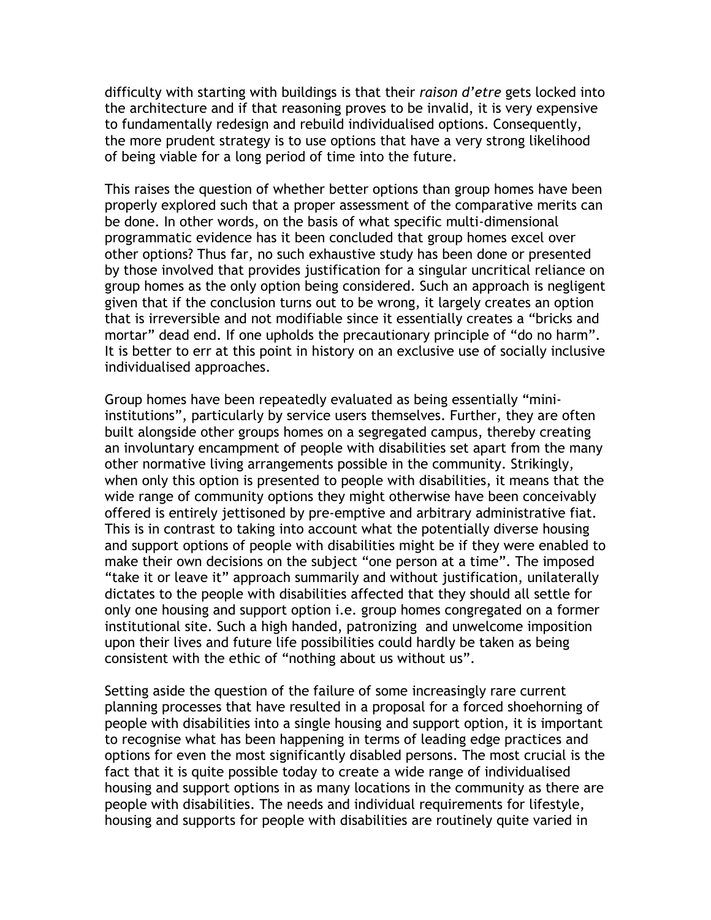difficulty with starting with buildings is that their *raison d'etre* gets locked into the architecture and if that reasoning proves to be invalid, it is very expensive to fundamentally redesign and rebuild individualised options. Consequently, the more prudent strategy is to use options that have a very strong likelihood of being viable for a long period of time into the future.

This raises the question of whether better options than group homes have been properly explored such that a proper assessment of the comparative merits can be done. In other words, on the basis of what specific multi-dimensional programmatic evidence has it been concluded that group homes excel over other options? Thus far, no such exhaustive study has been done or presented by those involved that provides justification for a singular uncritical reliance on group homes as the only option being considered. Such an approach is negligent given that if the conclusion turns out to be wrong, it largely creates an option that is irreversible and not modifiable since it essentially creates a "bricks and mortar" dead end. If one upholds the precautionary principle of "do no harm". It is better to err at this point in history on an exclusive use of socially inclusive individualised approaches.

Group homes have been repeatedly evaluated as being essentially "mini-institutions", particularly by service users themselves. Further, they are often built alongside other groups homes on a segregated campus, thereby creating an involuntary encampment of people with disabilities set apart from the many other normative living arrangements possible in the community. Strikingly, when only this option is presented to people with disabilities, it means that the wide range of community options they might otherwise have been conceivably offered is entirely jettisoned by pre-emptive and arbitrary administrative fiat. This is in contrast to taking into account what the potentially diverse housing and support options of people with disabilities might be if they were enabled to make their own decisions on the subject "one person at a time". The imposed "take it or leave it" approach summarily and without justification, unilaterally dictates to the people with disabilities affected that they should all settle for only one housing and support option i.e. group homes congregated on a former institutional site. Such a high handed, patronizing and unwelcome imposition upon their lives and future life possibilities could hardly be taken as being consistent with the ethic of "nothing about us without us".

Setting aside the question of the failure of some increasingly rare current planning processes that have resulted in a proposal for a forced shoehorning of people with disabilities into a single housing and support option, it is important to recognise what has been happening in terms of leading edge practices and options for even the most significantly disabled persons. The most crucial is the fact that it is quite possible today to create a wide range of individualised housing and support options in as many locations in the community as there are people with disabilities. The needs and individual requirements for lifestyle, housing and supports for people with disabilities are routinely quite varied in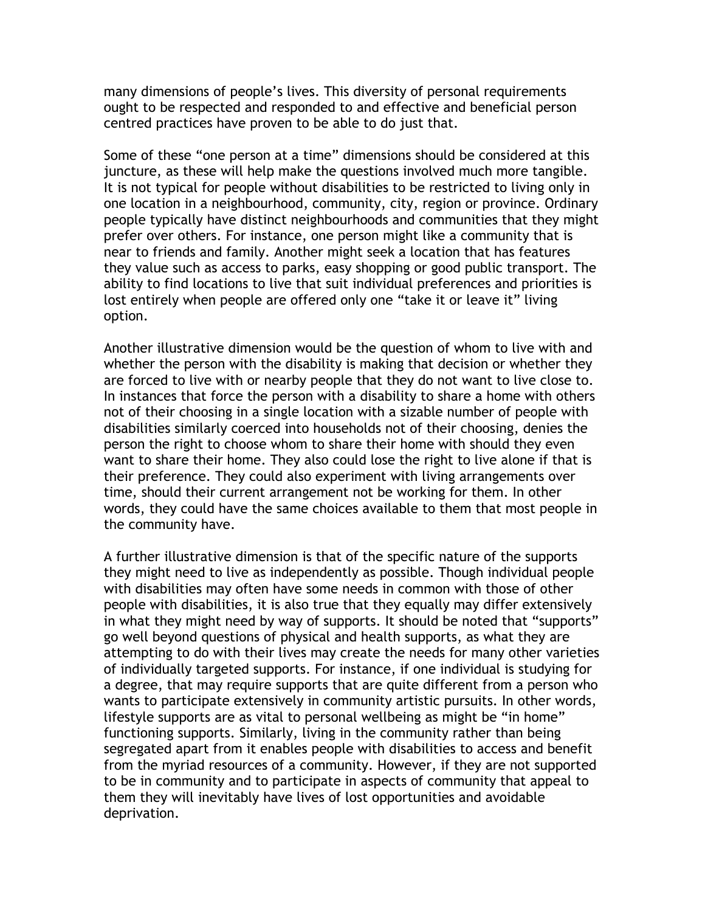many dimensions of people's lives. This diversity of personal requirements ought to be respected and responded to and effective and beneficial person centred practices have proven to be able to do just that.

Some of these "one person at a time" dimensions should be considered at this juncture, as these will help make the questions involved much more tangible. It is not typical for people without disabilities to be restricted to living only in one location in a neighbourhood, community, city, region or province. Ordinary people typically have distinct neighbourhoods and communities that they might prefer over others. For instance, one person might like a community that is near to friends and family. Another might seek a location that has features they value such as access to parks, easy shopping or good public transport. The ability to find locations to live that suit individual preferences and priorities is lost entirely when people are offered only one "take it or leave it" living option.

Another illustrative dimension would be the question of whom to live with and whether the person with the disability is making that decision or whether they are forced to live with or nearby people that they do not want to live close to. In instances that force the person with a disability to share a home with others not of their choosing in a single location with a sizable number of people with disabilities similarly coerced into households not of their choosing, denies the person the right to choose whom to share their home with should they even want to share their home. They also could lose the right to live alone if that is their preference. They could also experiment with living arrangements over time, should their current arrangement not be working for them. In other words, they could have the same choices available to them that most people in the community have.

A further illustrative dimension is that of the specific nature of the supports they might need to live as independently as possible. Though individual people with disabilities may often have some needs in common with those of other people with disabilities, it is also true that they equally may differ extensively in what they might need by way of supports. It should be noted that "supports" go well beyond questions of physical and health supports, as what they are attempting to do with their lives may create the needs for many other varieties of individually targeted supports. For instance, if one individual is studying for a degree, that may require supports that are quite different from a person who wants to participate extensively in community artistic pursuits. In other words, lifestyle supports are as vital to personal wellbeing as might be "in home" functioning supports. Similarly, living in the community rather than being segregated apart from it enables people with disabilities to access and benefit from the myriad resources of a community. However, if they are not supported to be in community and to participate in aspects of community that appeal to them they will inevitably have lives of lost opportunities and avoidable deprivation.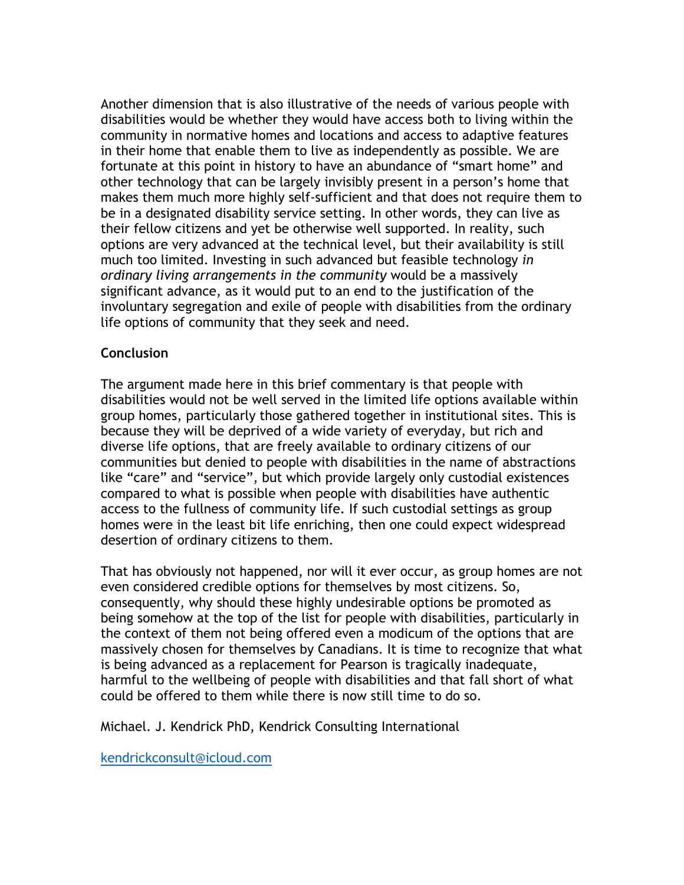Another dimension that is also illustrative of the needs of various people with disabilities would be whether they would have access both to living within the community in normative homes and locations and access to adaptive features in their home that enable them to live as independently as possible. We are fortunate at this point in history to have an abundance of “smart home” and other technology that can be largely invisibly present in a person’s home that makes them much more highly self-sufficient and that does not require them to be in a designated disability service setting. In other words, they can live as their fellow citizens and yet be otherwise well supported. In reality, such options are very advanced at the technical level, but their availability is still much too limited. Investing in such advanced but feasible technology *in ordinary living arrangements in the community* would be a massively significant advance, as it would put to an end to the justification of the involuntary segregation and exile of people with disabilities from the ordinary life options of community that they seek and need.

**Conclusion**

The argument made here in this brief commentary is that people with disabilities would not be well served in the limited life options available within group homes, particularly those gathered together in institutional sites. This is because they will be deprived of a wide variety of everyday, but rich and diverse life options, that are freely available to ordinary citizens of our communities but denied to people with disabilities in the name of abstractions like “care” and “service”, but which provide largely only custodial existences compared to what is possible when people with disabilities have authentic access to the fullness of community life. If such custodial settings as group homes were in the least bit life enriching, then one could expect widespread desertion of ordinary citizens to them.

That has obviously not happened, nor will it ever occur, as group homes are not even considered credible options for themselves by most citizens. So, consequently, why should these highly undesirable options be promoted as being somehow at the top of the list for people with disabilities, particularly in the context of them not being offered even a modicum of the options that are massively chosen for themselves by Canadians. It is time to recognize that what is being advanced as a replacement for Pearson is tragically inadequate, harmful to the wellbeing of people with disabilities and that fall short of what could be offered to them while there is now still time to do so.

Michael. J. Kendrick PhD, Kendrick Consulting International

kendrickconsult@icloud.com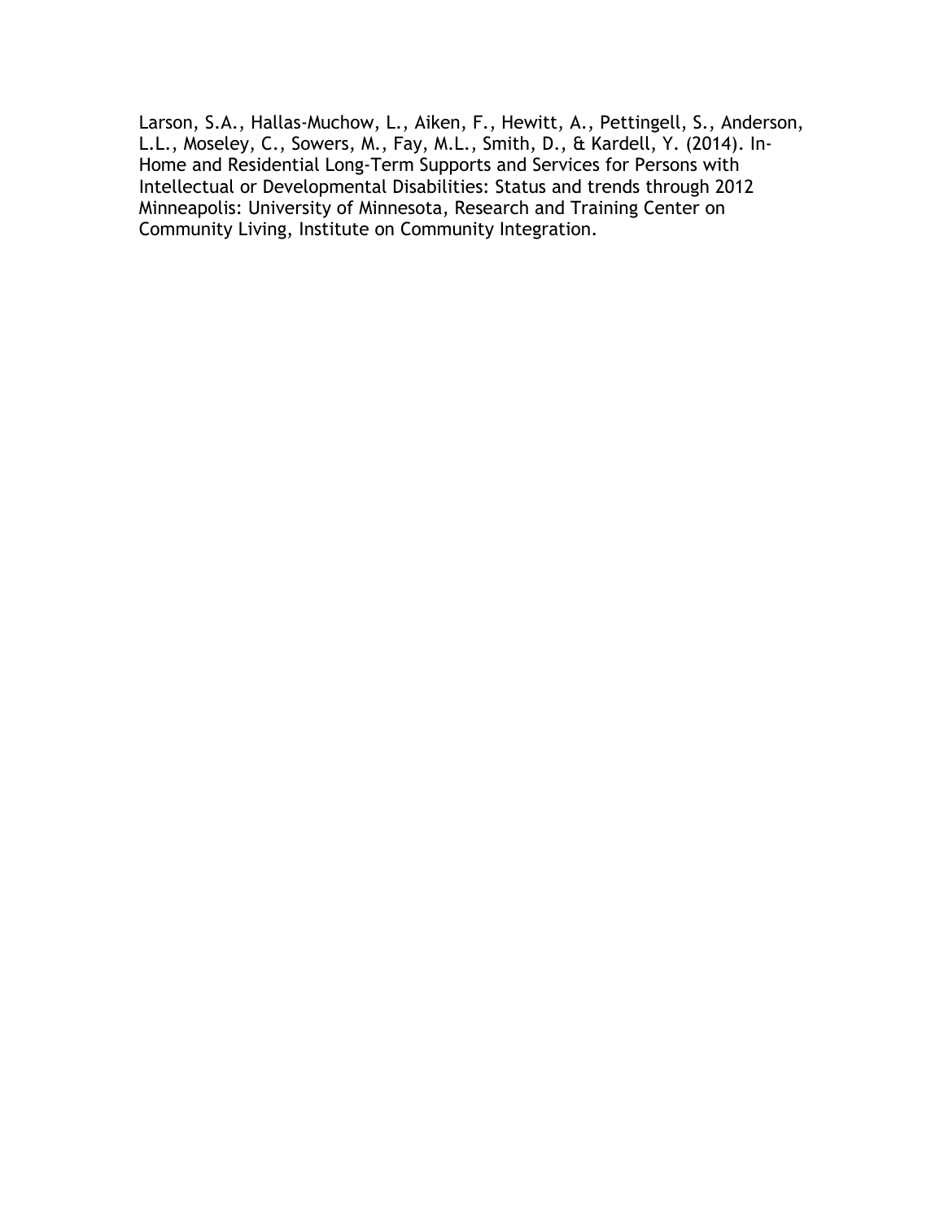Larson, S.A., Hallas-Muchow, L., Aiken, F., Hewitt, A., Pettingell, S., Anderson, L.L., Moseley, C., Sowers, M., Fay, M.L., Smith, D., & Kardell, Y. (2014). In-Home and Residential Long-Term Supports and Services for Persons with Intellectual or Developmental Disabilities: Status and trends through 2012 Minneapolis: University of Minnesota, Research and Training Center on Community Living, Institute on Community Integration.